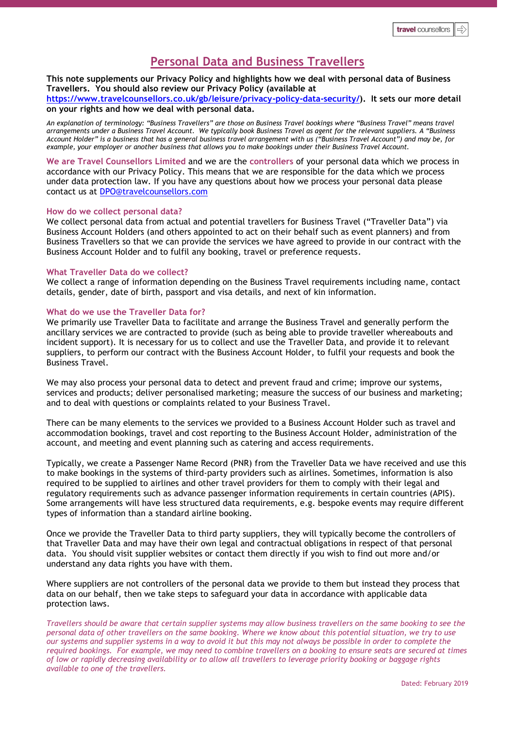# Personal Data and Business Travellers

**This note supplements our Privacy Policy and highlights how we deal with personal data of Business Travellers. You should also review our Privacy Policy (available at [https://www.travelcounsellors.co.uk/gb/leisure/privacy-policy-data-security/](https://www.travelcounsellors.co.uk/gb/leisure/privacy-policy-data-security/)). It sets our more detail on your rights and how we deal with personal data.**

*An explanation of terminology: "Business Travellers" are those on Business Travel bookings where "Business Travel" means travel arrangements under a Business Travel Account. We typically book Business Travel as agent for the relevant suppliers. A "Business Account Holder" is a business that has a general business travel arrangement with us ("Business Travel Account") and may be, for example, your employer or another business that allows you to make bookings under their Business Travel Account.*

**We are Travel Counsellors Limited** and we are the **controllers** of your personal data which we process in accordance with our Privacy Policy. This means that we are responsible for the data which we process under data protection law. If you have any questions about how we process your personal data please contact us at [DPO@travelcounsellors.com](mailto:DPO@travelcounsellors.com)

### How do we collect personal data?

We collect personal data from actual and potential travellers for Business Travel ("Traveller Data") via Business Account Holders (and others appointed to act on their behalf such as event planners) and from Business Travellers so that we can provide the services we have agreed to provide in our contract with the Business Account Holder and to fulfil any booking, travel or preference requests.

### What Traveller Data do we collect?

We collect a range of information depending on the Business Travel requirements including name, contact details, gender, date of birth, passport and visa details, and next of kin information.

### What do we use the Traveller Data for?

We primarily use Traveller Data to facilitate and arrange the Business Travel and generally perform the ancillary services we are contracted to provide (such as being able to provide traveller whereabouts and incident support). It is necessary for us to collect and use the Traveller Data, and provide it to relevant suppliers, to perform our contract with the Business Account Holder, to fulfil your requests and book the Business Travel.

We may also process your personal data to detect and prevent fraud and crime; improve our systems, services and products; deliver personalised marketing; measure the success of our business and marketing; and to deal with questions or complaints related to your Business Travel.

There can be many elements to the services we provided to a Business Account Holder such as travel and accommodation bookings, travel and cost reporting to the Business Account Holder, administration of the account, and meeting and event planning such as catering and access requirements.

Typically, we create a Passenger Name Record (PNR) from the Traveller Data we have received and use this to make bookings in the systems of third-party providers such as airlines. Sometimes, information is also required to be supplied to airlines and other travel providers for them to comply with their legal and regulatory requirements such as advance passenger information requirements in certain countries (APIS). Some arrangements will have less structured data requirements, e.g. bespoke events may require different types of information than a standard airline booking.

Once we provide the Traveller Data to third party suppliers, they will typically become the controllers of that Traveller Data and may have their own legal and contractual obligations in respect of that personal data. You should visit supplier websites or contact them directly if you wish to find out more and/or understand any data rights you have with them.

Where suppliers are not controllers of the personal data we provide to them but instead they process that data on our behalf, then we take steps to safeguard your data in accordance with applicable data protection laws.

*Travellers should be aware that certain supplier systems may allow business travellers on the same booking to see the personal data of other travellers on the same booking. Where we know about this potential situation, we try to use our systems and supplier systems in a way to avoid it but this may not always be possible in order to complete the required bookings. For example, we may need to combine travellers on a booking to ensure seats are secured at times of low or rapidly decreasing availability or to allow all travellers to leverage priority booking or baggage rights available to one of the travellers.*

Dated: February 2019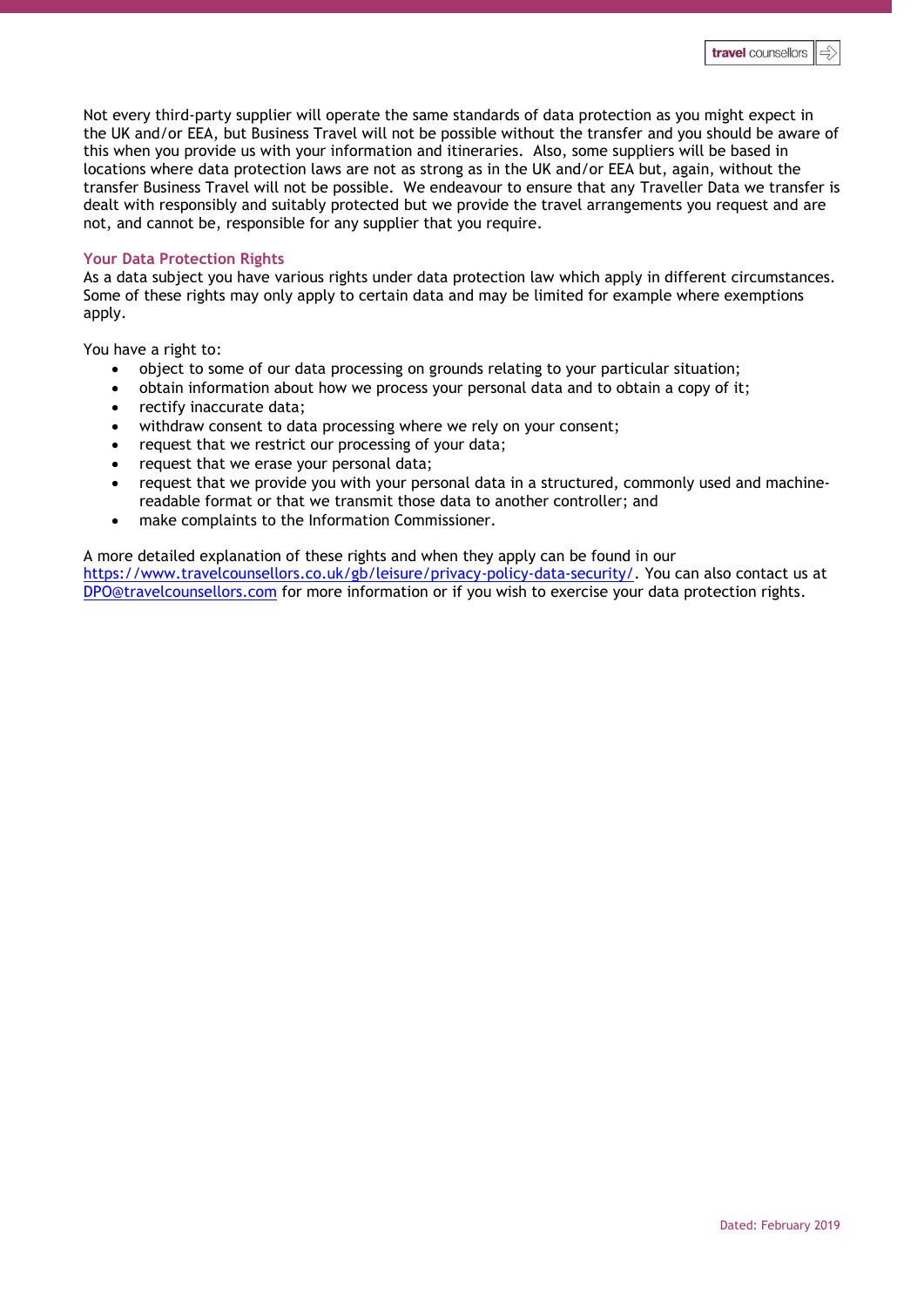Not every third-party supplier will operate the same standards of data protection as you might expect in the UK and/or EEA, but Business Travel will not be possible without the transfer and you should be aware of this when you provide us with your information and itineraries. Also, some suppliers will be based in locations where data protection laws are not as strong as in the UK and/or EEA but, again, without the transfer Business Travel will not be possible. We endeavour to ensure that any Traveller Data we transfer is dealt with responsibly and suitably protected but we provide the travel arrangements you request and are not, and cannot be, responsible for any supplier that you require.

## Your Data Protection Rights

As a data subject you have various rights under data protection law which apply in different circumstances. Some of these rights may only apply to certain data and may be limited for example where exemptions apply.

You have a right to:

- object to some of our data processing on grounds relating to your particular situation;
- obtain information about how we process your personal data and to obtain a copy of it;
- rectify inaccurate data;
- withdraw consent to data processing where we rely on your consent;
- request that we restrict our processing of your data;
- request that we erase your personal data;
- request that we provide you with your personal data in a structured, commonly used and machine-readable format or that we transmit those data to another controller; and
- make complaints to the Information Commissioner.

A more detailed explanation of these rights and when they apply can be found in our https://www.travelcounsellors.co.uk/gb/leisure/privacy-policy-data-security/. You can also contact us at DPO@travelcounsellors.com for more information or if you wish to exercise your data protection rights.

Dated: February 2019